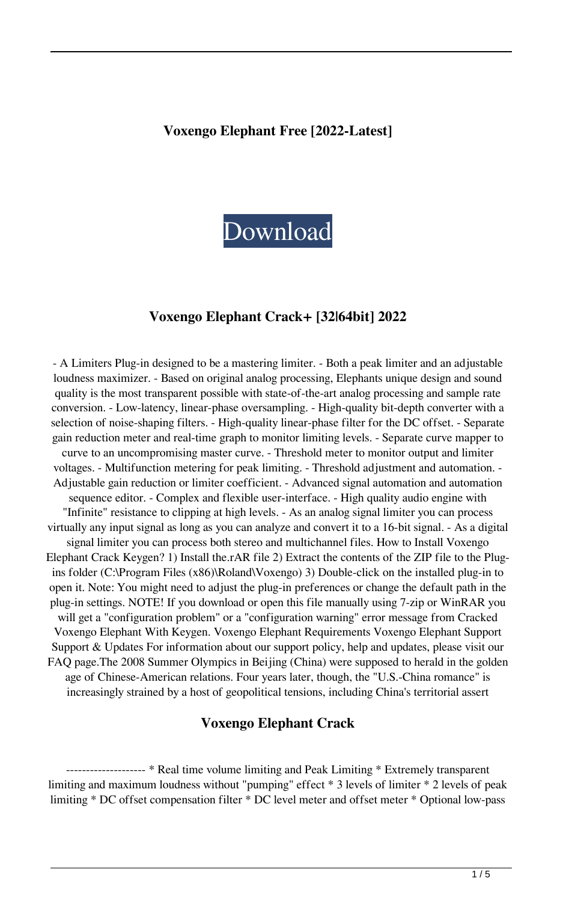**Voxengo Elephant Free [2022-Latest]**

Download

## Voxengo Elephant Crack+ [32|64bit] 2022

- A Limiters Plug-in designed to be a mastering limiter. - Both a peak limiter and an adjustable loudness maximizer. - Based on original analog processing, Elephants unique design and sound quality is the most transparent possible with state-of-the-art analog processing and sample rate conversion. - Low-latency, linear-phase oversampling. - High-quality bit-depth converter with a selection of noise-shaping filters. - High-quality linear-phase filter for the DC offset. - Separate gain reduction meter and real-time graph to monitor limiting levels. - Separate curve mapper to curve to an uncompromising master curve. - Threshold meter to monitor output and limiter voltages. - Multifunction metering for peak limiting. - Threshold adjustment and automation. - Adjustable gain reduction or limiter coefficient. - Advanced signal automation and automation sequence editor. - Complex and flexible user-interface. - High quality audio engine with "Infinite" resistance to clipping at high levels. - As an analog signal limiter you can process virtually any input signal as long as you can analyze and convert it to a 16-bit signal. - As a digital signal limiter you can process both stereo and multichannel files. How to Install Voxengo Elephant Crack Keygen? 1) Install the.rAR file 2) Extract the contents of the ZIP file to the Plug-ins folder (C:\Program Files (x86)\Roland\Voxengo) 3) Double-click on the installed plug-in to open it. Note: You might need to adjust the plug-in preferences or change the default path in the plug-in settings. NOTE! If you download or open this file manually using 7-zip or WinRAR you will get a "configuration problem" or a "configuration warning" error message from Cracked Voxengo Elephant With Keygen. Voxengo Elephant Requirements Voxengo Elephant Support Support & Updates For information about our support policy, help and updates, please visit our FAQ page.The 2008 Summer Olympics in Beijing (China) were supposed to herald in the golden age of Chinese-American relations. Four years later, though, the "U.S.-China romance" is increasingly strained by a host of geopolitical tensions, including China's territorial assert

## Voxengo Elephant Crack

-------------------- * Real time volume limiting and Peak Limiting * Extremely transparent limiting and maximum loudness without "pumping" effect * 3 levels of limiter * 2 levels of peak limiting * DC offset compensation filter * DC level meter and offset meter * Optional low-pass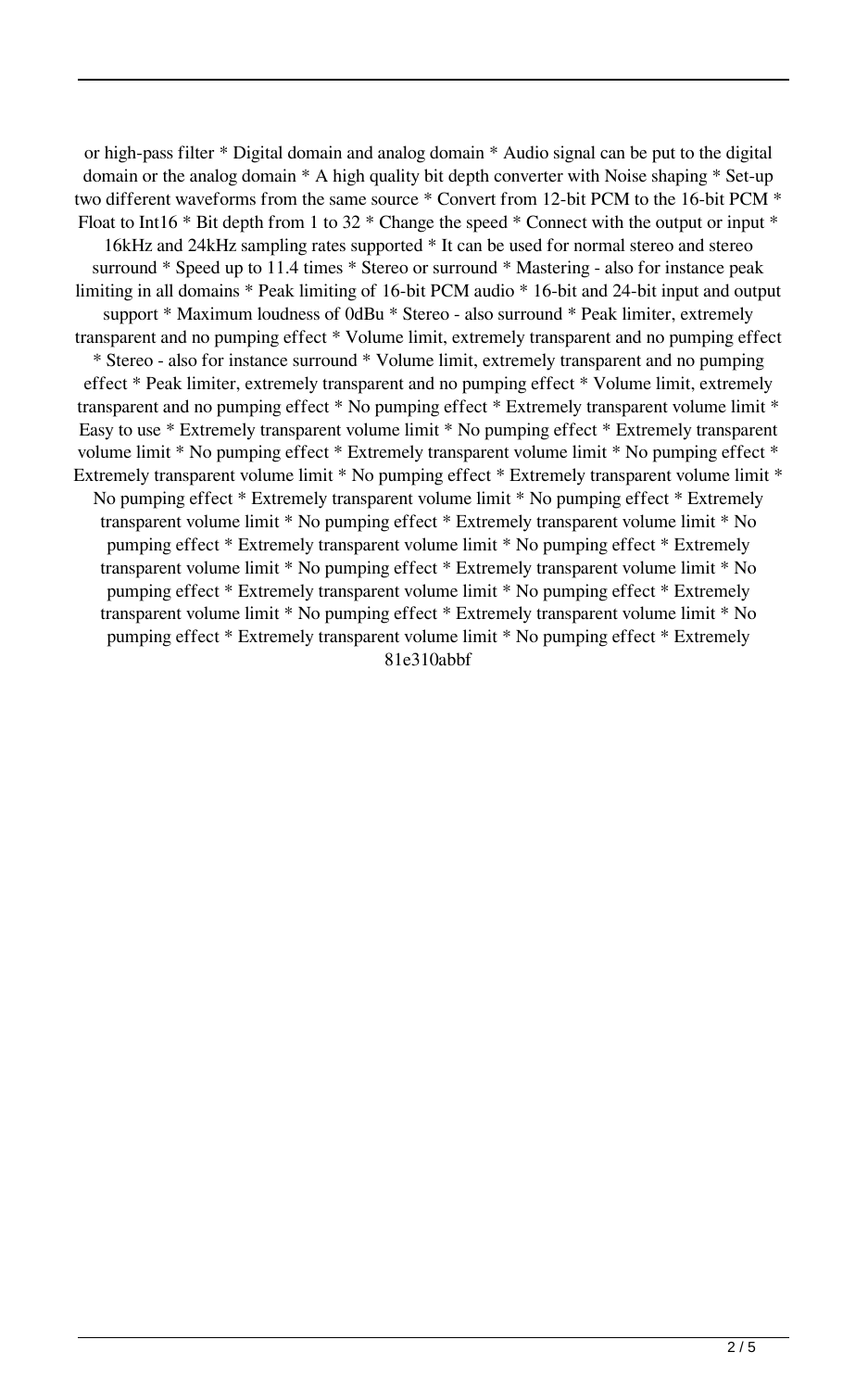or high-pass filter * Digital domain and analog domain * Audio signal can be put to the digital domain or the analog domain * A high quality bit depth converter with Noise shaping * Set-up two different waveforms from the same source * Convert from 12-bit PCM to the 16-bit PCM * Float to Int16 * Bit depth from 1 to 32 * Change the speed * Connect with the output or input * 16kHz and 24kHz sampling rates supported * It can be used for normal stereo and stereo surround * Speed up to 11.4 times * Stereo or surround * Mastering - also for instance peak limiting in all domains * Peak limiting of 16-bit PCM audio * 16-bit and 24-bit input and output support * Maximum loudness of 0dBu * Stereo - also surround * Peak limiter, extremely transparent and no pumping effect * Volume limit, extremely transparent and no pumping effect * Stereo - also for instance surround * Volume limit, extremely transparent and no pumping effect * Peak limiter, extremely transparent and no pumping effect * Volume limit, extremely transparent and no pumping effect * No pumping effect * Extremely transparent volume limit * Easy to use * Extremely transparent volume limit * No pumping effect * Extremely transparent volume limit * No pumping effect * Extremely transparent volume limit * No pumping effect * Extremely transparent volume limit * No pumping effect * Extremely transparent volume limit * No pumping effect * Extremely transparent volume limit * No pumping effect * Extremely transparent volume limit * No pumping effect * Extremely transparent volume limit * No pumping effect * Extremely transparent volume limit * No pumping effect * Extremely transparent volume limit * No pumping effect * Extremely transparent volume limit * No pumping effect * Extremely transparent volume limit * No pumping effect * Extremely transparent volume limit * No pumping effect * Extremely transparent volume limit * No pumping effect * Extremely
81e310abbf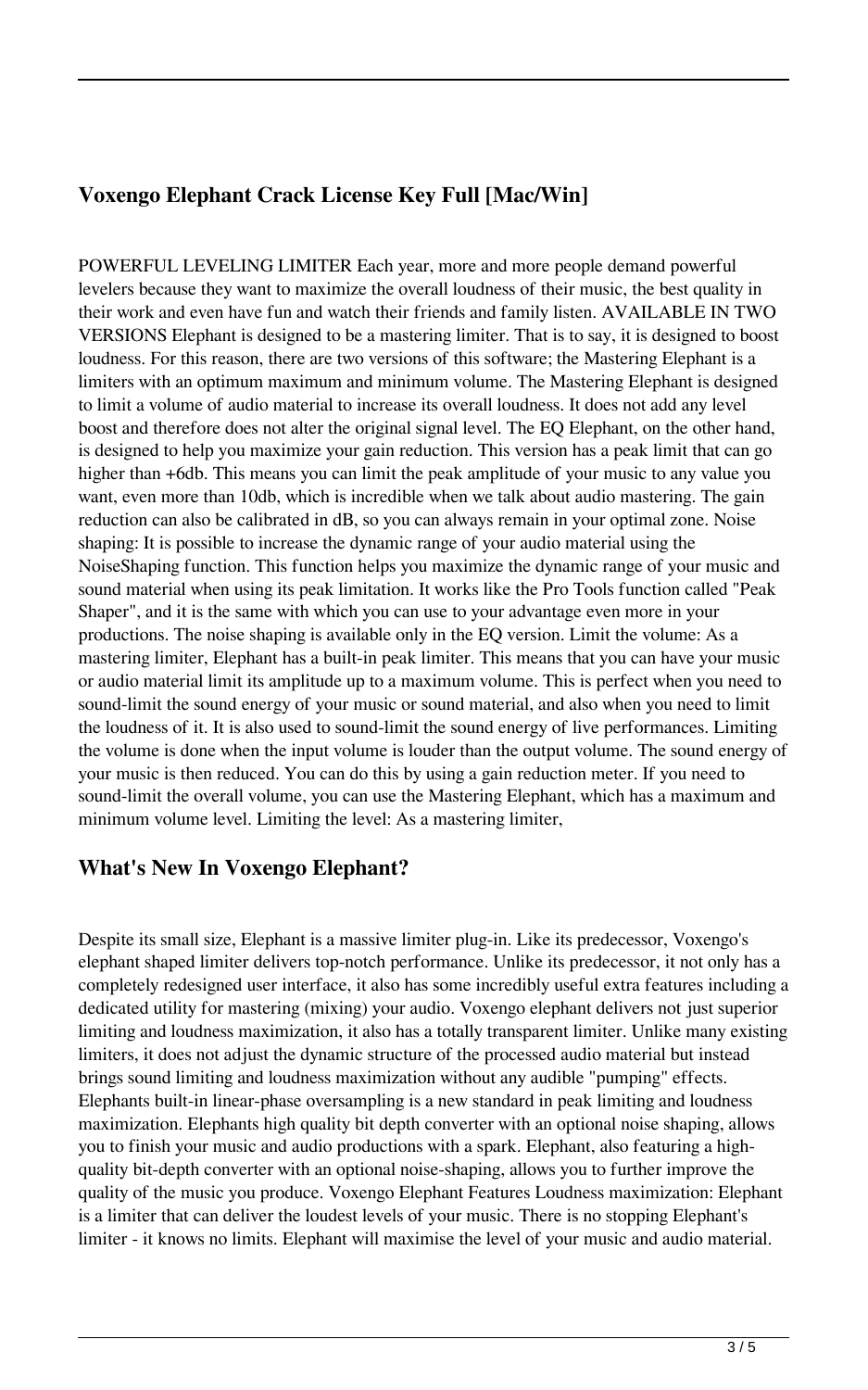## Voxengo Elephant Crack License Key Full [Mac/Win]

POWERFUL LEVELING LIMITER Each year, more and more people demand powerful levelers because they want to maximize the overall loudness of their music, the best quality in their work and even have fun and watch their friends and family listen. AVAILABLE IN TWO VERSIONS Elephant is designed to be a mastering limiter. That is to say, it is designed to boost loudness. For this reason, there are two versions of this software; the Mastering Elephant is a limiters with an optimum maximum and minimum volume. The Mastering Elephant is designed to limit a volume of audio material to increase its overall loudness. It does not add any level boost and therefore does not alter the original signal level. The EQ Elephant, on the other hand, is designed to help you maximize your gain reduction. This version has a peak limit that can go higher than +6db. This means you can limit the peak amplitude of your music to any value you want, even more than 10db, which is incredible when we talk about audio mastering. The gain reduction can also be calibrated in dB, so you can always remain in your optimal zone. Noise shaping: It is possible to increase the dynamic range of your audio material using the NoiseShaping function. This function helps you maximize the dynamic range of your music and sound material when using its peak limitation. It works like the Pro Tools function called "Peak Shaper", and it is the same with which you can use to your advantage even more in your productions. The noise shaping is available only in the EQ version. Limit the volume: As a mastering limiter, Elephant has a built-in peak limiter. This means that you can have your music or audio material limit its amplitude up to a maximum volume. This is perfect when you need to sound-limit the sound energy of your music or sound material, and also when you need to limit the loudness of it. It is also used to sound-limit the sound energy of live performances. Limiting the volume is done when the input volume is louder than the output volume. The sound energy of your music is then reduced. You can do this by using a gain reduction meter. If you need to sound-limit the overall volume, you can use the Mastering Elephant, which has a maximum and minimum volume level. Limiting the level: As a mastering limiter,

## What's New In Voxengo Elephant?

Despite its small size, Elephant is a massive limiter plug-in. Like its predecessor, Voxengo's elephant shaped limiter delivers top-notch performance. Unlike its predecessor, it not only has a completely redesigned user interface, it also has some incredibly useful extra features including a dedicated utility for mastering (mixing) your audio. Voxengo elephant delivers not just superior limiting and loudness maximization, it also has a totally transparent limiter. Unlike many existing limiters, it does not adjust the dynamic structure of the processed audio material but instead brings sound limiting and loudness maximization without any audible "pumping" effects. Elephants built-in linear-phase oversampling is a new standard in peak limiting and loudness maximization. Elephants high quality bit depth converter with an optional noise shaping, allows you to finish your music and audio productions with a spark. Elephant, also featuring a high-quality bit-depth converter with an optional noise-shaping, allows you to further improve the quality of the music you produce. Voxengo Elephant Features Loudness maximization: Elephant is a limiter that can deliver the loudest levels of your music. There is no stopping Elephant's limiter - it knows no limits. Elephant will maximise the level of your music and audio material.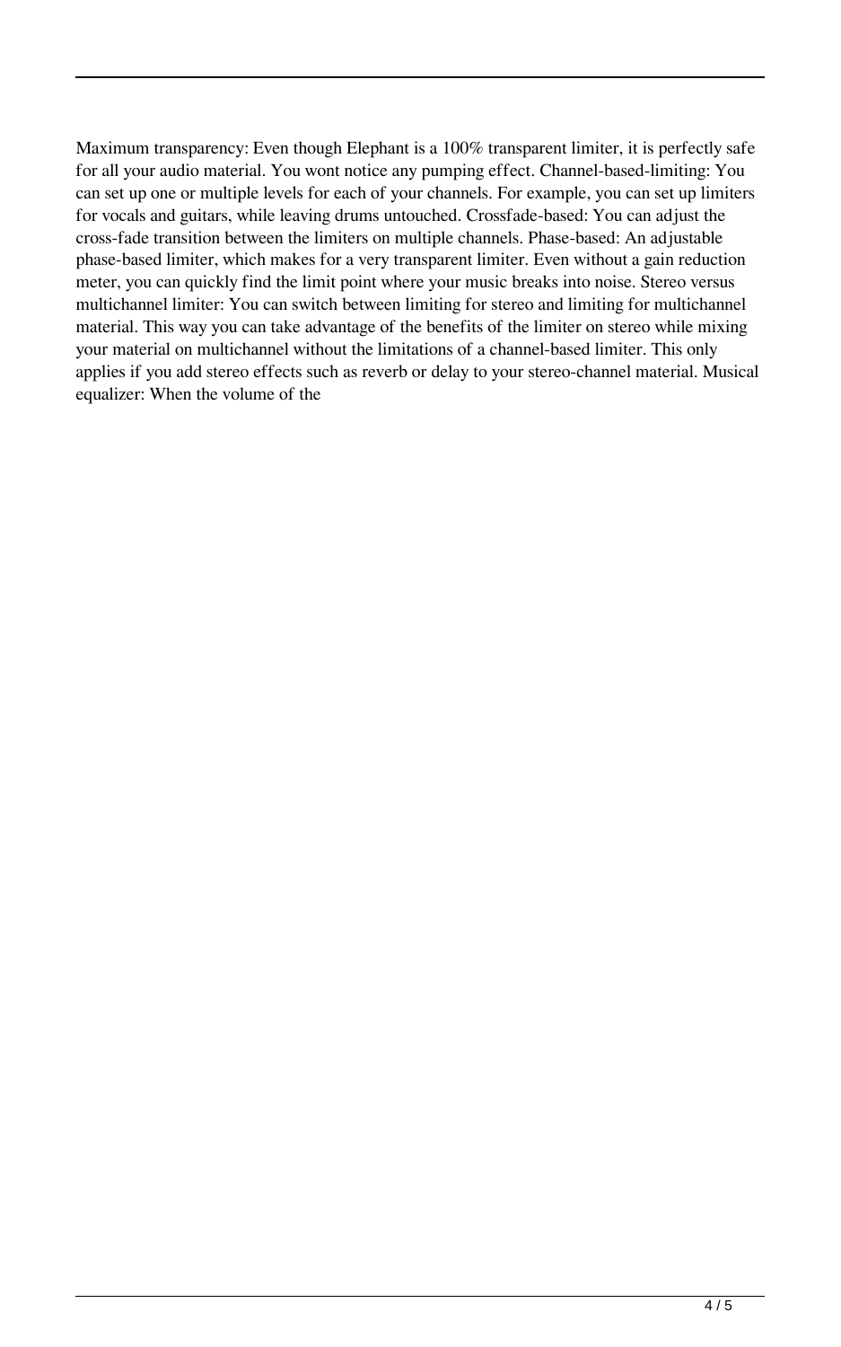Maximum transparency: Even though Elephant is a 100% transparent limiter, it is perfectly safe for all your audio material. You wont notice any pumping effect. Channel-based-limiting: You can set up one or multiple levels for each of your channels. For example, you can set up limiters for vocals and guitars, while leaving drums untouched. Crossfade-based: You can adjust the cross-fade transition between the limiters on multiple channels. Phase-based: An adjustable phase-based limiter, which makes for a very transparent limiter. Even without a gain reduction meter, you can quickly find the limit point where your music breaks into noise. Stereo versus multichannel limiter: You can switch between limiting for stereo and limiting for multichannel material. This way you can take advantage of the benefits of the limiter on stereo while mixing your material on multichannel without the limitations of a channel-based limiter. This only applies if you add stereo effects such as reverb or delay to your stereo-channel material. Musical equalizer: When the volume of the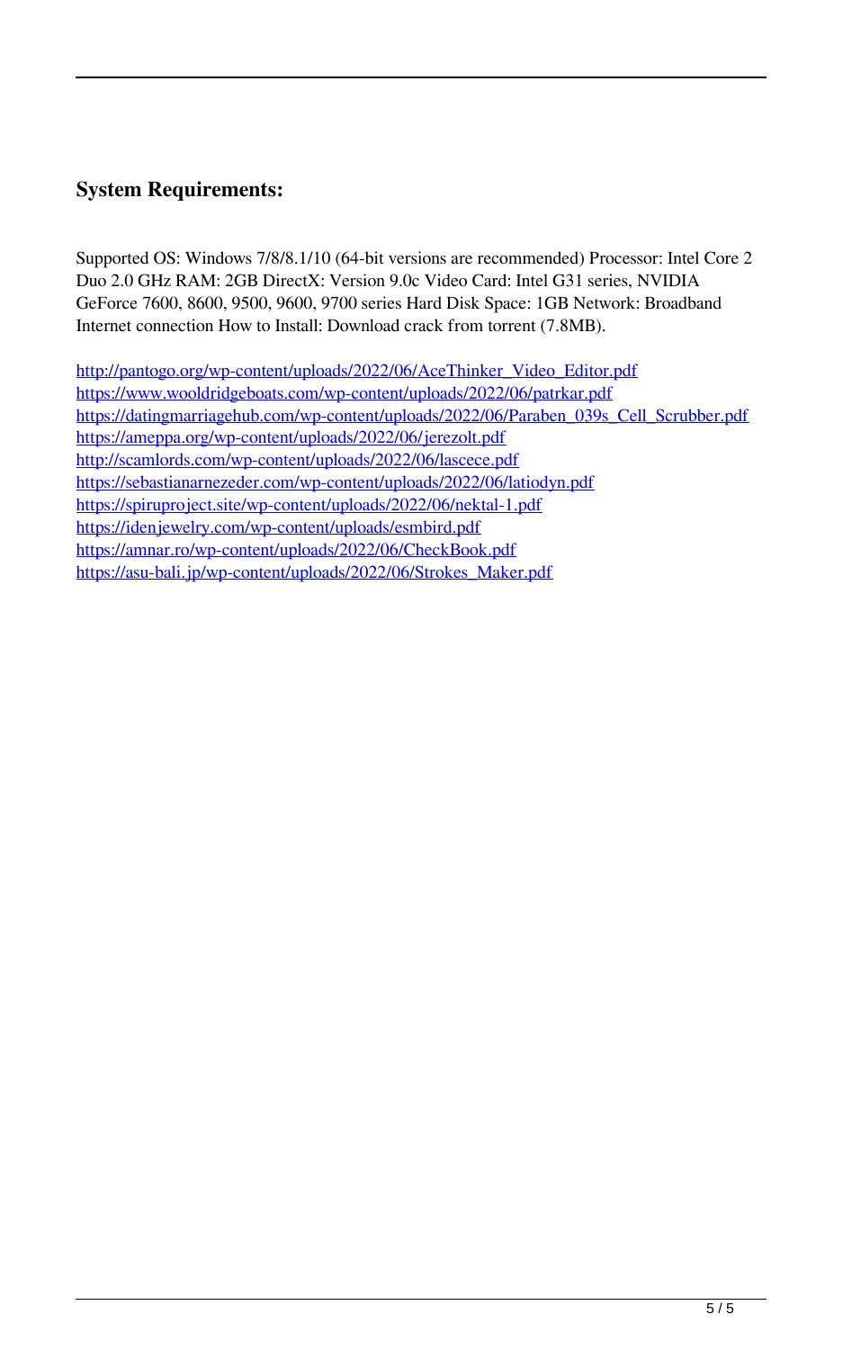## System Requirements:

Supported OS: Windows 7/8/8.1/10 (64-bit versions are recommended) Processor: Intel Core 2 Duo 2.0 GHz RAM: 2GB DirectX: Version 9.0c Video Card: Intel G31 series, NVIDIA GeForce 7600, 8600, 9500, 9600, 9700 series Hard Disk Space: 1GB Network: Broadband Internet connection How to Install: Download crack from torrent (7.8MB).

http://pantogo.org/wp-content/uploads/2022/06/AceThinker_Video_Editor.pdf
https://www.wooldridgeboats.com/wp-content/uploads/2022/06/patrkar.pdf
https://datingmarriagehub.com/wp-content/uploads/2022/06/Paraben_039s_Cell_Scrubber.pdf
https://ameppa.org/wp-content/uploads/2022/06/jerezolt.pdf
http://scamlords.com/wp-content/uploads/2022/06/lascece.pdf
https://sebastianarnezeder.com/wp-content/uploads/2022/06/latiodyn.pdf
https://spiruproject.site/wp-content/uploads/2022/06/nektal-1.pdf
https://idenjewelry.com/wp-content/uploads/esmbird.pdf
https://amnar.ro/wp-content/uploads/2022/06/CheckBook.pdf
https://asu-bali.jp/wp-content/uploads/2022/06/Strokes_Maker.pdf